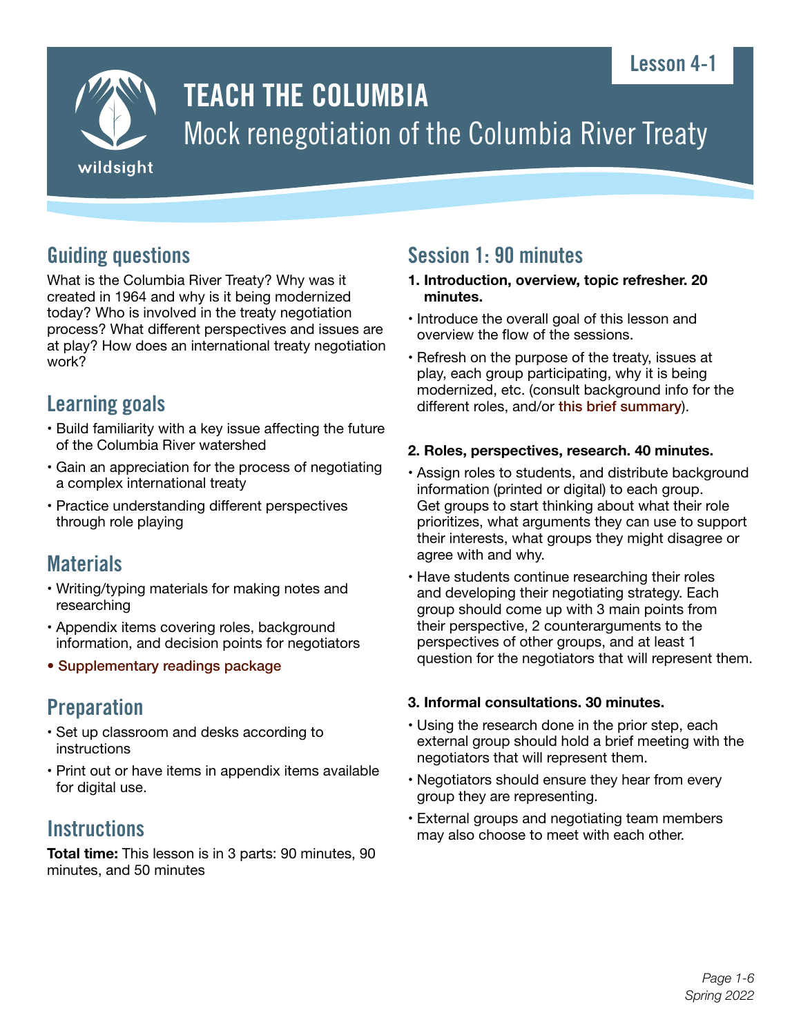Lesson 4-1

# TEACH THE COLUMBIA

Mock renegotiation of the Columbia River Treaty

## Guiding questions

What is the Columbia River Treaty? Why was it created in 1964 and why is it being modernized today? Who is involved in the treaty negotiation process? What different perspectives and issues are at play? How does an international treaty negotiation work?

## Learning goals

- Build familiarity with a key issue affecting the future of the Columbia River watershed
- Gain an appreciation for the process of negotiating a complex international treaty
- Practice understanding different perspectives through role playing

## Materials

- Writing/typing materials for making notes and researching
- Appendix items covering roles, background information, and decision points for negotiators
- Supplementary readings package

## Preparation

- Set up classroom and desks according to instructions
- Print out or have items in appendix items available for digital use.

## Instructions

**Total time:** This lesson is in 3 parts: 90 minutes, 90 minutes, and 50 minutes

## Session 1: 90 minutes

**1. Introduction, overview, topic refresher. 20 minutes.**

- Introduce the overall goal of this lesson and overview the flow of the sessions.
- Refresh on the purpose of the treaty, issues at play, each group participating, why it is being modernized, etc. (consult background info for the different roles, and/or this brief summary).

**2. Roles, perspectives, research. 40 minutes.**

- Assign roles to students, and distribute background information (printed or digital) to each group. Get groups to start thinking about what their role prioritizes, what arguments they can use to support their interests, what groups they might disagree or agree with and why.
- Have students continue researching their roles and developing their negotiating strategy. Each group should come up with 3 main points from their perspective, 2 counterarguments to the perspectives of other groups, and at least 1 question for the negotiators that will represent them.

**3. Informal consultations. 30 minutes.**

- Using the research done in the prior step, each external group should hold a brief meeting with the negotiators that will represent them.
- Negotiators should ensure they hear from every group they are representing.
- External groups and negotiating team members may also choose to meet with each other.

*Spring 2022*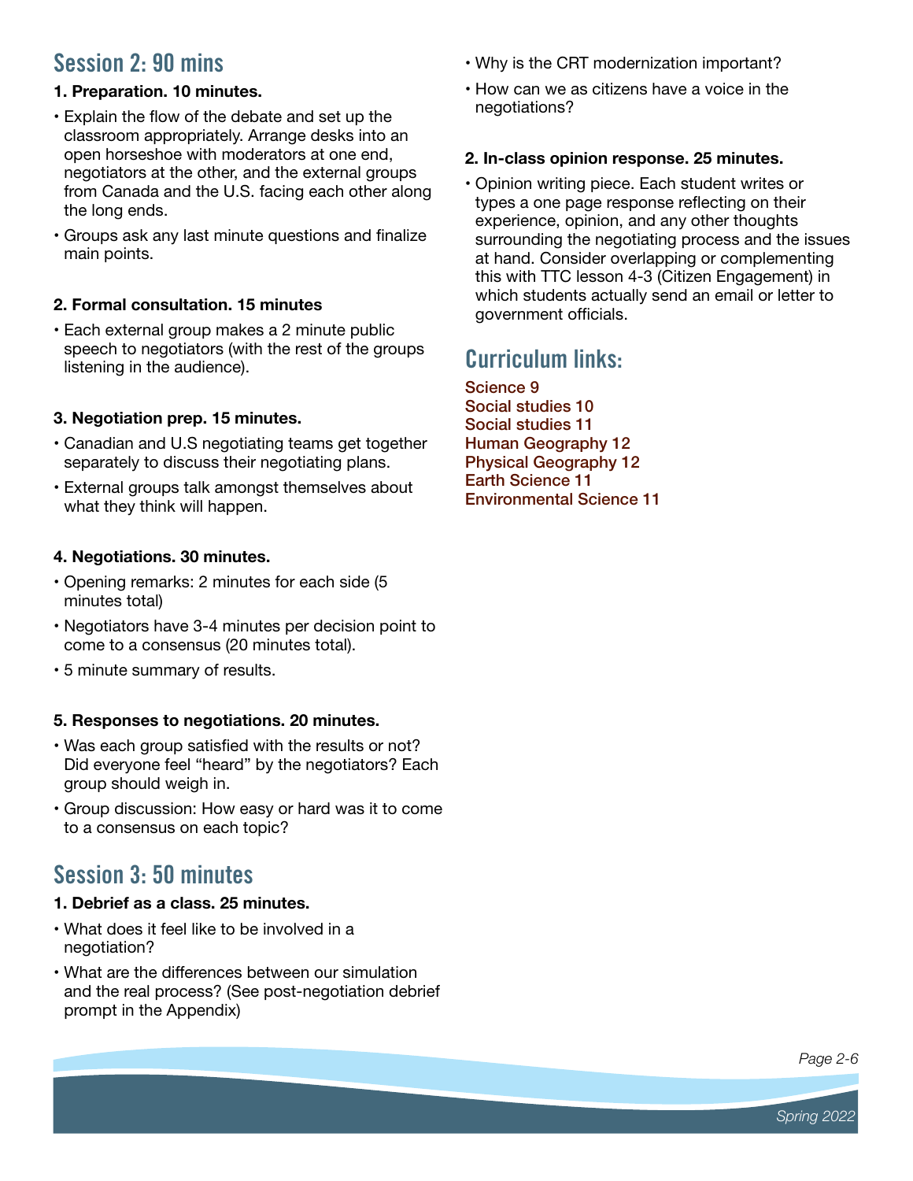## Session 2: 90 mins

**1. Preparation. 10 minutes.**

- Explain the flow of the debate and set up the classroom appropriately. Arrange desks into an open horseshoe with moderators at one end, negotiators at the other, and the external groups from Canada and the U.S. facing each other along the long ends.
- Groups ask any last minute questions and finalize main points.

**2. Formal consultation. 15 minutes**

- Each external group makes a 2 minute public speech to negotiators (with the rest of the groups listening in the audience).

**3. Negotiation prep. 15 minutes.**

- Canadian and U.S negotiating teams get together separately to discuss their negotiating plans.
- External groups talk amongst themselves about what they think will happen.

**4. Negotiations. 30 minutes.**

- Opening remarks: 2 minutes for each side (5 minutes total)
- Negotiators have 3-4 minutes per decision point to come to a consensus (20 minutes total).
- 5 minute summary of results.

**5. Responses to negotiations. 20 minutes.**

- Was each group satisfied with the results or not? Did everyone feel "heard" by the negotiators? Each group should weigh in.
- Group discussion: How easy or hard was it to come to a consensus on each topic?

## Session 3: 50 minutes

**1. Debrief as a class. 25 minutes.**

- What does it feel like to be involved in a negotiation?
- What are the differences between our simulation and the real process? (See post-negotiation debrief prompt in the Appendix)
- Why is the CRT modernization important?
- How can we as citizens have a voice in the negotiations?

**2. In-class opinion response. 25 minutes.**

- Opinion writing piece. Each student writes or types a one page response reflecting on their experience, opinion, and any other thoughts surrounding the negotiating process and the issues at hand. Consider overlapping or complementing this with TTC lesson 4-3 (Citizen Engagement) in which students actually send an email or letter to government officials.

## Curriculum links:

Science 9
Social studies 10
Social studies 11
Human Geography 12
Physical Geography 12
Earth Science 11
Environmental Science 11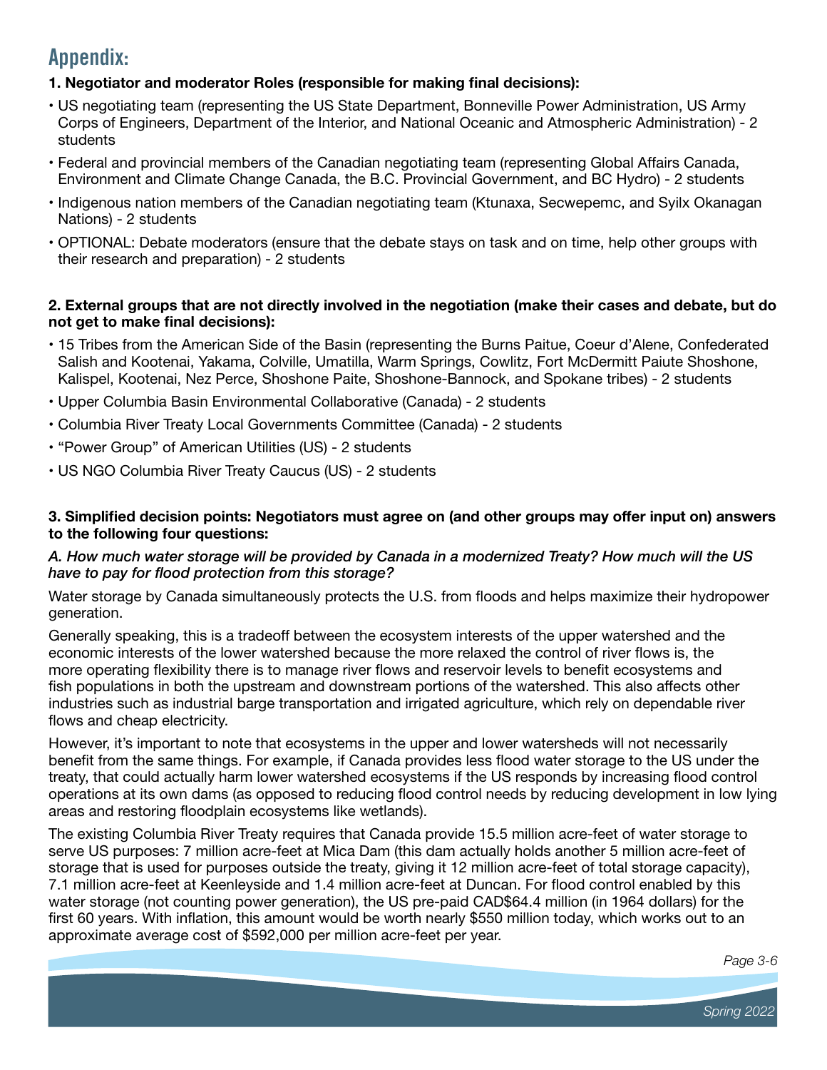## Appendix:

**1. Negotiator and moderator Roles (responsible for making final decisions):**

- US negotiating team (representing the US State Department, Bonneville Power Administration, US Army Corps of Engineers, Department of the Interior, and National Oceanic and Atmospheric Administration) - 2 students
- Federal and provincial members of the Canadian negotiating team (representing Global Affairs Canada, Environment and Climate Change Canada, the B.C. Provincial Government, and BC Hydro) - 2 students
- Indigenous nation members of the Canadian negotiating team (Ktunaxa, Secwepemc, and Syilx Okanagan Nations) - 2 students
- OPTIONAL: Debate moderators (ensure that the debate stays on task and on time, help other groups with their research and preparation) - 2 students

**2. External groups that are not directly involved in the negotiation (make their cases and debate, but do not get to make final decisions):**

- 15 Tribes from the American Side of the Basin (representing the Burns Paitue, Coeur d'Alene, Confederated Salish and Kootenai, Yakama, Colville, Umatilla, Warm Springs, Cowlitz, Fort McDermitt Paiute Shoshone, Kalispel, Kootenai, Nez Perce, Shoshone Paite, Shoshone-Bannock, and Spokane tribes) - 2 students
- Upper Columbia Basin Environmental Collaborative (Canada) - 2 students
- Columbia River Treaty Local Governments Committee (Canada) - 2 students
- "Power Group" of American Utilities (US) - 2 students
- US NGO Columbia River Treaty Caucus (US) - 2 students

**3. Simplified decision points: Negotiators must agree on (and other groups may offer input on) answers to the following four questions:**

*A. How much water storage will be provided by Canada in a modernized Treaty? How much will the US have to pay for flood protection from this storage?*

Water storage by Canada simultaneously protects the U.S. from floods and helps maximize their hydropower generation.

Generally speaking, this is a tradeoff between the ecosystem interests of the upper watershed and the economic interests of the lower watershed because the more relaxed the control of river flows is, the more operating flexibility there is to manage river flows and reservoir levels to benefit ecosystems and fish populations in both the upstream and downstream portions of the watershed. This also affects other industries such as industrial barge transportation and irrigated agriculture, which rely on dependable river flows and cheap electricity.

However, it's important to note that ecosystems in the upper and lower watersheds will not necessarily benefit from the same things. For example, if Canada provides less flood water storage to the US under the treaty, that could actually harm lower watershed ecosystems if the US responds by increasing flood control operations at its own dams (as opposed to reducing flood control needs by reducing development in low lying areas and restoring floodplain ecosystems like wetlands).

The existing Columbia River Treaty requires that Canada provide 15.5 million acre-feet of water storage to serve US purposes: 7 million acre-feet at Mica Dam (this dam actually holds another 5 million acre-feet of storage that is used for purposes outside the treaty, giving it 12 million acre-feet of total storage capacity), 7.1 million acre-feet at Keenleyside and 1.4 million acre-feet at Duncan. For flood control enabled by this water storage (not counting power generation), the US pre-paid CAD$64.4 million (in 1964 dollars) for the first 60 years. With inflation, this amount would be worth nearly $550 million today, which works out to an approximate average cost of $592,000 per million acre-feet per year.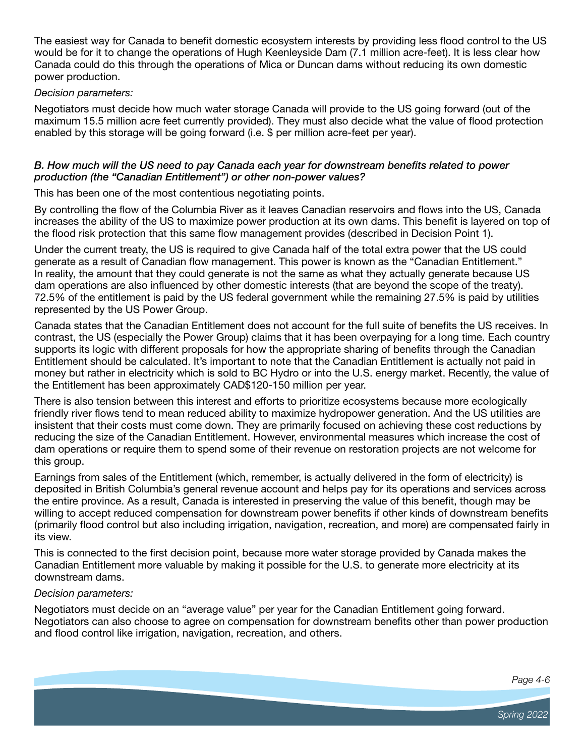The easiest way for Canada to benefit domestic ecosystem interests by providing less flood control to the US would be for it to change the operations of Hugh Keenleyside Dam (7.1 million acre-feet). It is less clear how Canada could do this through the operations of Mica or Duncan dams without reducing its own domestic power production.

*Decision parameters:*

Negotiators must decide how much water storage Canada will provide to the US going forward (out of the maximum 15.5 million acre feet currently provided). They must also decide what the value of flood protection enabled by this storage will be going forward (i.e. $ per million acre-feet per year).

### *B. How much will the US need to pay Canada each year for downstream benefits related to power production (the "Canadian Entitlement") or other non-power values?*

This has been one of the most contentious negotiating points.

By controlling the flow of the Columbia River as it leaves Canadian reservoirs and flows into the US, Canada increases the ability of the US to maximize power production at its own dams. This benefit is layered on top of the flood risk protection that this same flow management provides (described in Decision Point 1).

Under the current treaty, the US is required to give Canada half of the total extra power that the US could generate as a result of Canadian flow management. This power is known as the "Canadian Entitlement." In reality, the amount that they could generate is not the same as what they actually generate because US dam operations are also influenced by other domestic interests (that are beyond the scope of the treaty). 72.5% of the entitlement is paid by the US federal government while the remaining 27.5% is paid by utilities represented by the US Power Group.

Canada states that the Canadian Entitlement does not account for the full suite of benefits the US receives. In contrast, the US (especially the Power Group) claims that it has been overpaying for a long time. Each country supports its logic with different proposals for how the appropriate sharing of benefits through the Canadian Entitlement should be calculated. It's important to note that the Canadian Entitlement is actually not paid in money but rather in electricity which is sold to BC Hydro or into the U.S. energy market. Recently, the value of the Entitlement has been approximately CAD$120-150 million per year.

There is also tension between this interest and efforts to prioritize ecosystems because more ecologically friendly river flows tend to mean reduced ability to maximize hydropower generation. And the US utilities are insistent that their costs must come down. They are primarily focused on achieving these cost reductions by reducing the size of the Canadian Entitlement. However, environmental measures which increase the cost of dam operations or require them to spend some of their revenue on restoration projects are not welcome for this group.

Earnings from sales of the Entitlement (which, remember, is actually delivered in the form of electricity) is deposited in British Columbia's general revenue account and helps pay for its operations and services across the entire province. As a result, Canada is interested in preserving the value of this benefit, though may be willing to accept reduced compensation for downstream power benefits if other kinds of downstream benefits (primarily flood control but also including irrigation, navigation, recreation, and more) are compensated fairly in its view.

This is connected to the first decision point, because more water storage provided by Canada makes the Canadian Entitlement more valuable by making it possible for the U.S. to generate more electricity at its downstream dams.

*Decision parameters:*

Negotiators must decide on an "average value" per year for the Canadian Entitlement going forward. Negotiators can also choose to agree on compensation for downstream benefits other than power production and flood control like irrigation, navigation, recreation, and others.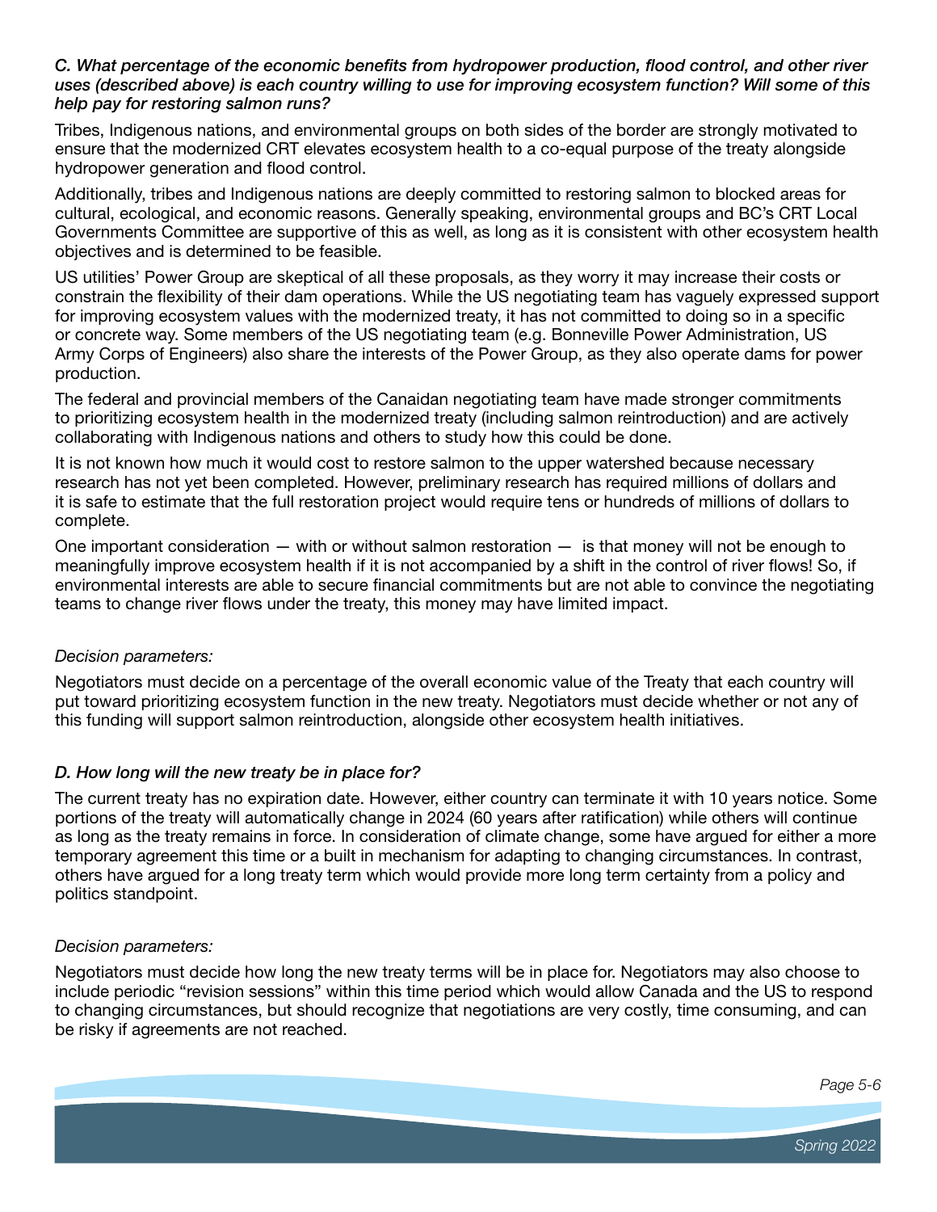*C. What percentage of the economic benefits from hydropower production, flood control, and other river uses (described above) is each country willing to use for improving ecosystem function? Will some of this help pay for restoring salmon runs?*

Tribes, Indigenous nations, and environmental groups on both sides of the border are strongly motivated to ensure that the modernized CRT elevates ecosystem health to a co-equal purpose of the treaty alongside hydropower generation and flood control.

Additionally, tribes and Indigenous nations are deeply committed to restoring salmon to blocked areas for cultural, ecological, and economic reasons. Generally speaking, environmental groups and BC's CRT Local Governments Committee are supportive of this as well, as long as it is consistent with other ecosystem health objectives and is determined to be feasible.

US utilities' Power Group are skeptical of all these proposals, as they worry it may increase their costs or constrain the flexibility of their dam operations. While the US negotiating team has vaguely expressed support for improving ecosystem values with the modernized treaty, it has not committed to doing so in a specific or concrete way. Some members of the US negotiating team (e.g. Bonneville Power Administration, US Army Corps of Engineers) also share the interests of the Power Group, as they also operate dams for power production.

The federal and provincial members of the Canaidan negotiating team have made stronger commitments to prioritizing ecosystem health in the modernized treaty (including salmon reintroduction) and are actively collaborating with Indigenous nations and others to study how this could be done.

It is not known how much it would cost to restore salmon to the upper watershed because necessary research has not yet been completed. However, preliminary research has required millions of dollars and it is safe to estimate that the full restoration project would require tens or hundreds of millions of dollars to complete.

One important consideration — with or without salmon restoration — is that money will not be enough to meaningfully improve ecosystem health if it is not accompanied by a shift in the control of river flows! So, if environmental interests are able to secure financial commitments but are not able to convince the negotiating teams to change river flows under the treaty, this money may have limited impact.

*Decision parameters:*

Negotiators must decide on a percentage of the overall economic value of the Treaty that each country will put toward prioritizing ecosystem function in the new treaty. Negotiators must decide whether or not any of this funding will support salmon reintroduction, alongside other ecosystem health initiatives.

*D. How long will the new treaty be in place for?*

The current treaty has no expiration date. However, either country can terminate it with 10 years notice. Some portions of the treaty will automatically change in 2024 (60 years after ratification) while others will continue as long as the treaty remains in force. In consideration of climate change, some have argued for either a more temporary agreement this time or a built in mechanism for adapting to changing circumstances. In contrast, others have argued for a long treaty term which would provide more long term certainty from a policy and politics standpoint.

*Decision parameters:*

Negotiators must decide how long the new treaty terms will be in place for. Negotiators may also choose to include periodic "revision sessions" within this time period which would allow Canada and the US to respond to changing circumstances, but should recognize that negotiations are very costly, time consuming, and can be risky if agreements are not reached.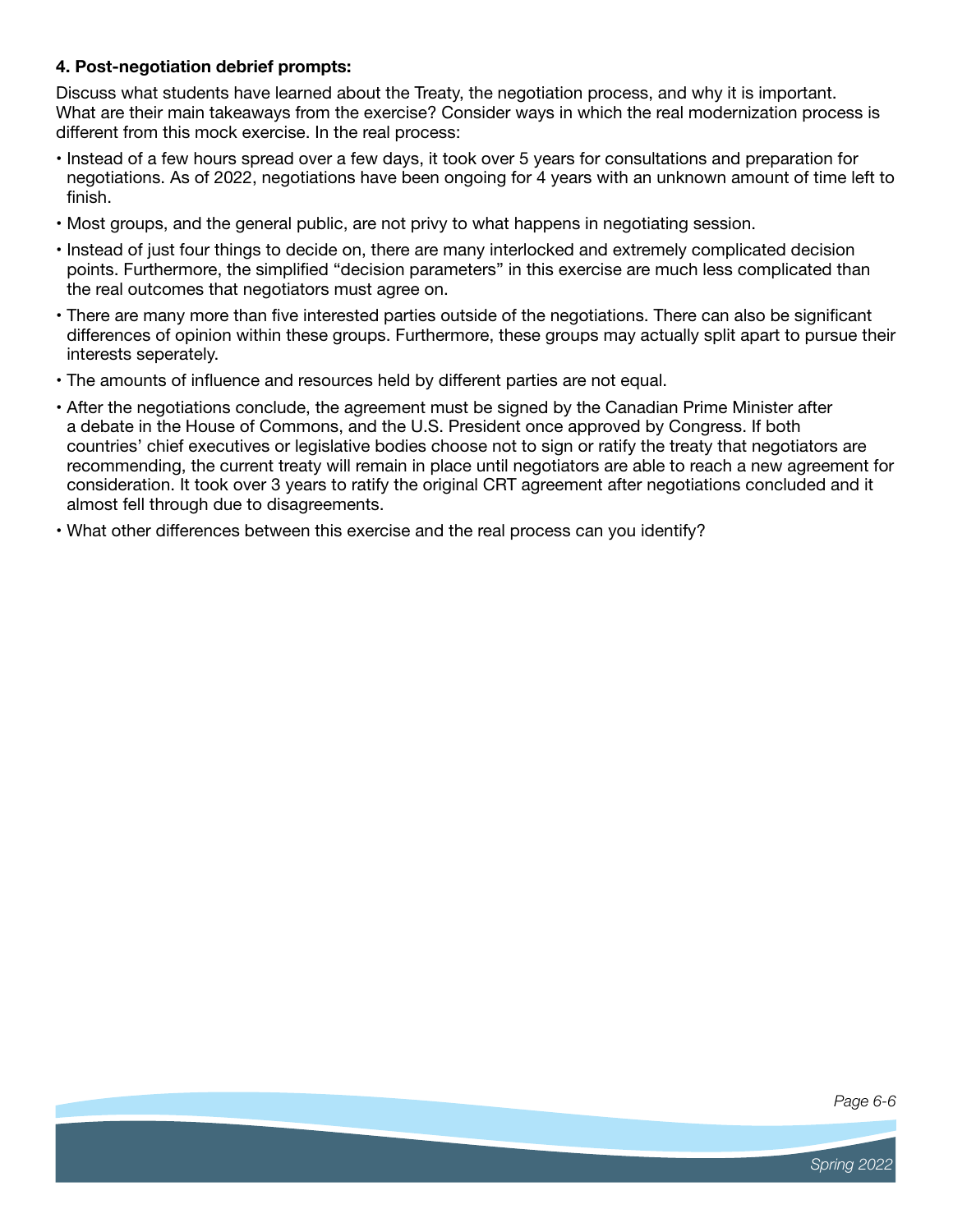**4. Post-negotiation debrief prompts:**

Discuss what students have learned about the Treaty, the negotiation process, and why it is important. What are their main takeaways from the exercise? Consider ways in which the real modernization process is different from this mock exercise. In the real process:

- Instead of a few hours spread over a few days, it took over 5 years for consultations and preparation for negotiations. As of 2022, negotiations have been ongoing for 4 years with an unknown amount of time left to finish.
- Most groups, and the general public, are not privy to what happens in negotiating session.
- Instead of just four things to decide on, there are many interlocked and extremely complicated decision points. Furthermore, the simplified "decision parameters" in this exercise are much less complicated than the real outcomes that negotiators must agree on.
- There are many more than five interested parties outside of the negotiations. There can also be significant differences of opinion within these groups. Furthermore, these groups may actually split apart to pursue their interests seperately.
- The amounts of influence and resources held by different parties are not equal.
- After the negotiations conclude, the agreement must be signed by the Canadian Prime Minister after a debate in the House of Commons, and the U.S. President once approved by Congress. If both countries' chief executives or legislative bodies choose not to sign or ratify the treaty that negotiators are recommending, the current treaty will remain in place until negotiators are able to reach a new agreement for consideration. It took over 3 years to ratify the original CRT agreement after negotiations concluded and it almost fell through due to disagreements.
- What other differences between this exercise and the real process can you identify?